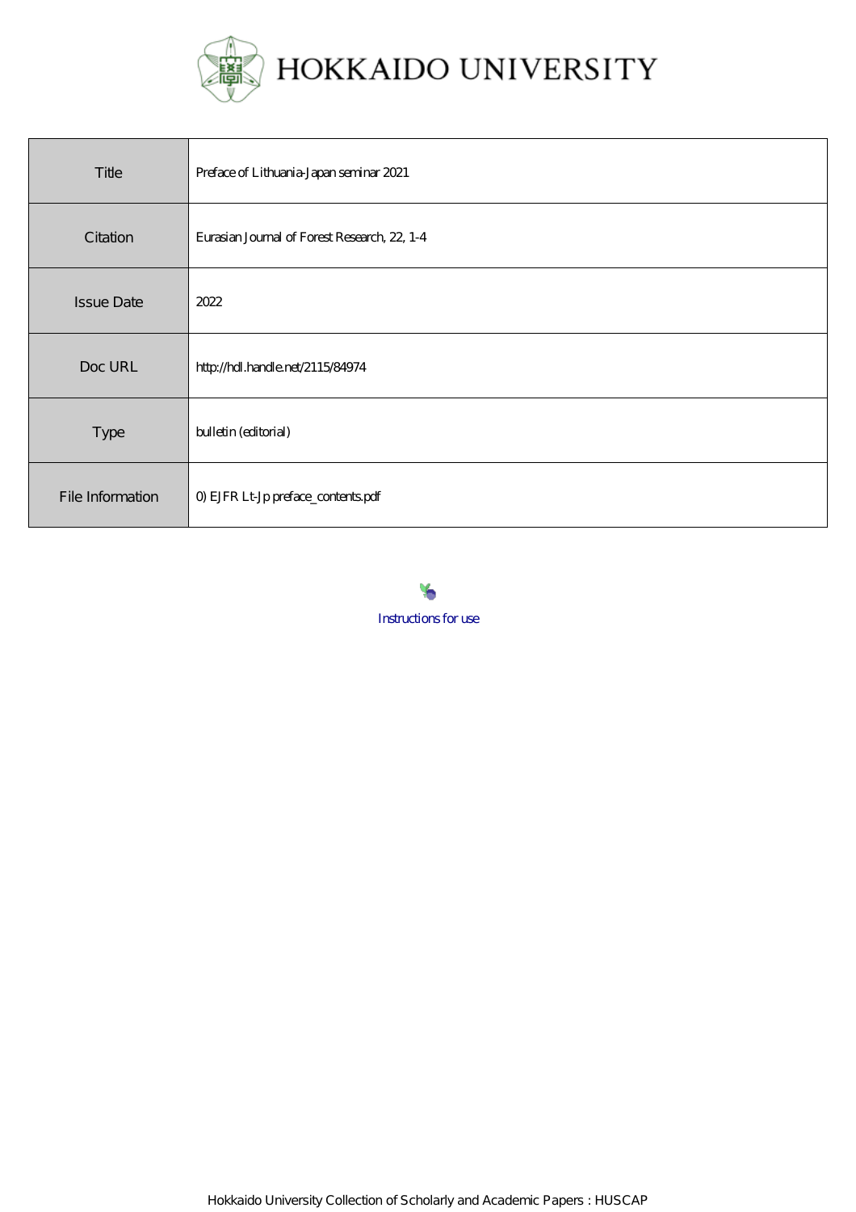# HOKKAIDO UNIVERSITY

| Title | Preface of Lithuania-Japan seminar 2021 |
| --- | --- |
| Citation | Eurasian Journal of Forest Research, 22, 1-4 |
| Issue Date | 2022 |
| Doc URL | http://hdl.handle.net/2115/84974 |
| Type | bulletin (editorial) |
| File Information | 0) EJFR Lt-Jp preface_contents.pdf |

Instructions for use

Hokkaido University Collection of Scholarly and Academic Papers : HUSCAP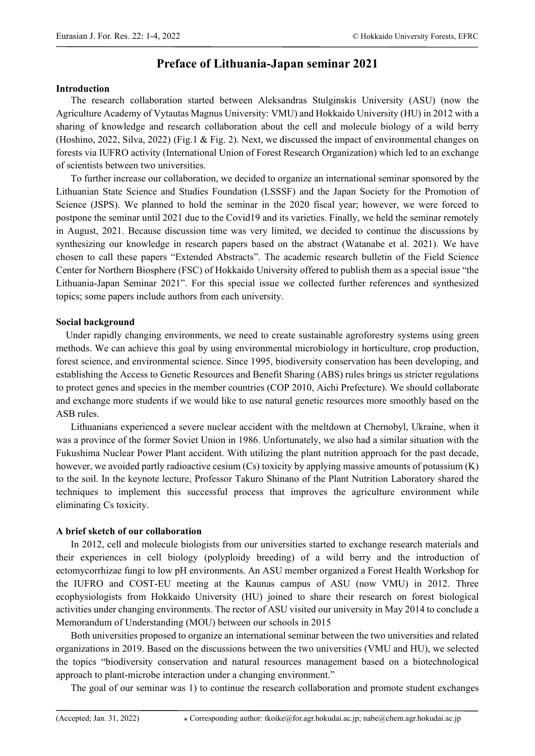# Preface of Lithuania-Japan seminar 2021

## Introduction

The research collaboration started between Aleksandras Stulginskis University (ASU) (now the Agriculture Academy of Vytautas Magnus University: VMU) and Hokkaido University (HU) in 2012 with a sharing of knowledge and research collaboration about the cell and molecule biology of a wild berry (Hoshino, 2022, Silva, 2022) (Fig.1 & Fig. 2). Next, we discussed the impact of environmental changes on forests via IUFRO activity (International Union of Forest Research Organization) which led to an exchange of scientists between two universities.

To further increase our collaboration, we decided to organize an international seminar sponsored by the Lithuanian State Science and Studies Foundation (LSSSF) and the Japan Society for the Promotion of Science (JSPS). We planned to hold the seminar in the 2020 fiscal year; however, we were forced to postpone the seminar until 2021 due to the Covid19 and its varieties. Finally, we held the seminar remotely in August, 2021. Because discussion time was very limited, we decided to continue the discussions by synthesizing our knowledge in research papers based on the abstract (Watanabe et al. 2021). We have chosen to call these papers "Extended Abstracts". The academic research bulletin of the Field Science Center for Northern Biosphere (FSC) of Hokkaido University offered to publish them as a special issue "the Lithuania-Japan Seminar 2021". For this special issue we collected further references and synthesized topics; some papers include authors from each university.

## Social background

Under rapidly changing environments, we need to create sustainable agroforestry systems using green methods. We can achieve this goal by using environmental microbiology in horticulture, crop production, forest science, and environmental science. Since 1995, biodiversity conservation has been developing, and establishing the Access to Genetic Resources and Benefit Sharing (ABS) rules brings us stricter regulations to protect genes and species in the member countries (COP 2010, Aichi Prefecture). We should collaborate and exchange more students if we would like to use natural genetic resources more smoothly based on the ASB rules.

Lithuanians experienced a severe nuclear accident with the meltdown at Chernobyl, Ukraine, when it was a province of the former Soviet Union in 1986. Unfortunately, we also had a similar situation with the Fukushima Nuclear Power Plant accident. With utilizing the plant nutrition approach for the past decade, however, we avoided partly radioactive cesium (Cs) toxicity by applying massive amounts of potassium (K) to the soil. In the keynote lecture, Professor Takuro Shinano of the Plant Nutrition Laboratory shared the techniques to implement this successful process that improves the agriculture environment while eliminating Cs toxicity.

## A brief sketch of our collaboration

In 2012, cell and molecule biologists from our universities started to exchange research materials and their experiences in cell biology (polyploidy breeding) of a wild berry and the introduction of ectomycorrhizae fungi to low pH environments. An ASU member organized a Forest Health Workshop for the IUFRO and COST-EU meeting at the Kaunas campus of ASU (now VMU) in 2012. Three ecophysiologists from Hokkaido University (HU) joined to share their research on forest biological activities under changing environments. The rector of ASU visited our university in May 2014 to conclude a Memorandum of Understanding (MOU) between our schools in 2015

Both universities proposed to organize an international seminar between the two universities and related organizations in 2019. Based on the discussions between the two universities (VMU and HU), we selected the topics "biodiversity conservation and natural resources management based on a biotechnological approach to plant-microbe interaction under a changing environment."

The goal of our seminar was 1) to continue the research collaboration and promote student exchanges

(Accepted; Jan. 31, 2022)

* Corresponding author: tkoike@for.agr.hokudai.ac.jp; nabe@chem.agr.hokudai.ac.jp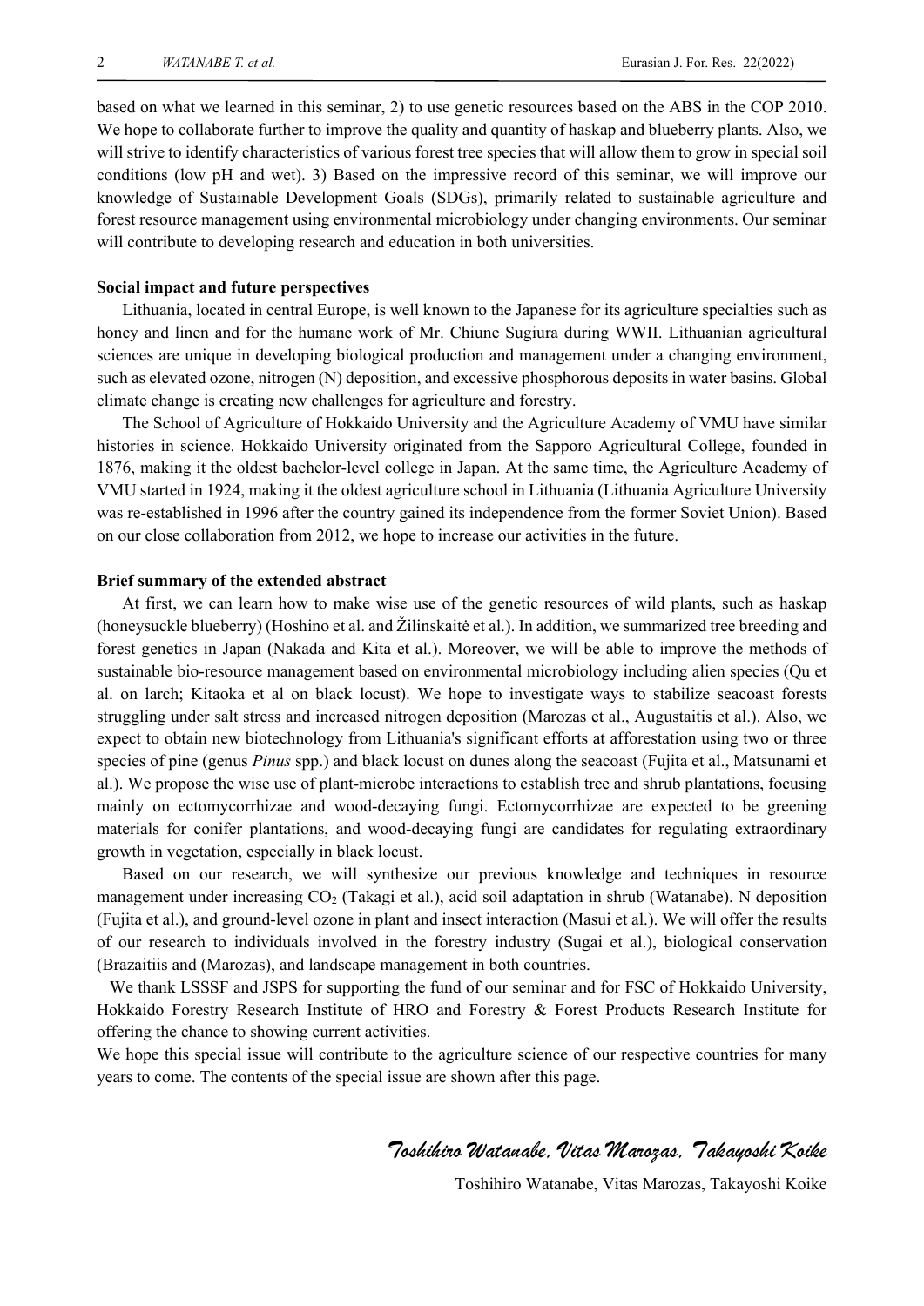based on what we learned in this seminar, 2) to use genetic resources based on the ABS in the COP 2010. We hope to collaborate further to improve the quality and quantity of haskap and blueberry plants. Also, we will strive to identify characteristics of various forest tree species that will allow them to grow in special soil conditions (low pH and wet). 3) Based on the impressive record of this seminar, we will improve our knowledge of Sustainable Development Goals (SDGs), primarily related to sustainable agriculture and forest resource management using environmental microbiology under changing environments. Our seminar will contribute to developing research and education in both universities.

**Social impact and future perspectives**

Lithuania, located in central Europe, is well known to the Japanese for its agriculture specialties such as honey and linen and for the humane work of Mr. Chiune Sugiura during WWII. Lithuanian agricultural sciences are unique in developing biological production and management under a changing environment, such as elevated ozone, nitrogen (N) deposition, and excessive phosphorous deposits in water basins. Global climate change is creating new challenges for agriculture and forestry.

The School of Agriculture of Hokkaido University and the Agriculture Academy of VMU have similar histories in science. Hokkaido University originated from the Sapporo Agricultural College, founded in 1876, making it the oldest bachelor-level college in Japan. At the same time, the Agriculture Academy of VMU started in 1924, making it the oldest agriculture school in Lithuania (Lithuania Agriculture University was re-established in 1996 after the country gained its independence from the former Soviet Union). Based on our close collaboration from 2012, we hope to increase our activities in the future.

**Brief summary of the extended abstract**

At first, we can learn how to make wise use of the genetic resources of wild plants, such as haskap (honeysuckle blueberry) (Hoshino et al. and Žilinskaitė et al.). In addition, we summarized tree breeding and forest genetics in Japan (Nakada and Kita et al.). Moreover, we will be able to improve the methods of sustainable bio-resource management based on environmental microbiology including alien species (Qu et al. on larch; Kitaoka et al on black locust). We hope to investigate ways to stabilize seacoast forests struggling under salt stress and increased nitrogen deposition (Marozas et al., Augustaitis et al.). Also, we expect to obtain new biotechnology from Lithuania's significant efforts at afforestation using two or three species of pine (genus *Pinus* spp.) and black locust on dunes along the seacoast (Fujita et al., Matsunami et al.). We propose the wise use of plant-microbe interactions to establish tree and shrub plantations, focusing mainly on ectomycorrhizae and wood-decaying fungi. Ectomycorrhizae are expected to be greening materials for conifer plantations, and wood-decaying fungi are candidates for regulating extraordinary growth in vegetation, especially in black locust.

Based on our research, we will synthesize our previous knowledge and techniques in resource management under increasing $CO_2$ (Takagi et al.), acid soil adaptation in shrub (Watanabe). N deposition (Fujita et al.), and ground-level ozone in plant and insect interaction (Masui et al.). We will offer the results of our research to individuals involved in the forestry industry (Sugai et al.), biological conservation (Brazaitiis and (Marozas), and landscape management in both countries.

We thank LSSSF and JSPS for supporting the fund of our seminar and for FSC of Hokkaido University, Hokkaido Forestry Research Institute of HRO and Forestry & Forest Products Research Institute for offering the chance to showing current activities.

We hope this special issue will contribute to the agriculture science of our respective countries for many years to come. The contents of the special issue are shown after this page.

*Toshihiro Watanabe, Vitas Marozas, Takayoshi Koike*

Toshihiro Watanabe, Vitas Marozas, Takayoshi Koike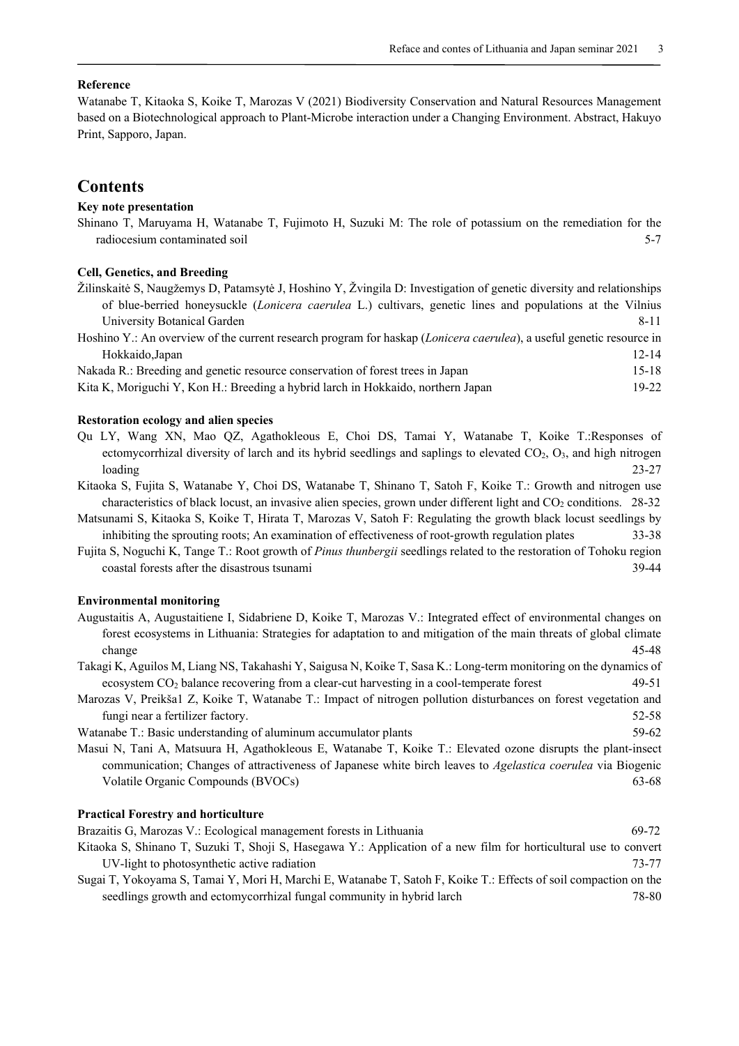**Reference**

Watanabe T, Kitaoka S, Koike T, Marozas V (2021) Biodiversity Conservation and Natural Resources Management based on a Biotechnological approach to Plant-Microbe interaction under a Changing Environment. Abstract, Hakuyo Print, Sapporo, Japan.

## Contents

**Key note presentation**

Shinano T, Maruyama H, Watanabe T, Fujimoto H, Suzuki M: The role of potassium on the remediation for the radiocesium contaminated soil 5-7

**Cell, Genetics, and Breeding**

Žilinskaitė S, Naugžemys D, Patamsytė J, Hoshino Y, Žvingila D: Investigation of genetic diversity and relationships of blue-berried honeysuckle (*Lonicera caerulea* L.) cultivars, genetic lines and populations at the Vilnius University Botanical Garden 8-11

Hoshino Y.: An overview of the current research program for haskap (*Lonicera caerulea*), a useful genetic resource in Hokkaido,Japan 12-14

Nakada R.: Breeding and genetic resource conservation of forest trees in Japan 15-18

Kita K, Moriguchi Y, Kon H.: Breeding a hybrid larch in Hokkaido, northern Japan 19-22

**Restoration ecology and alien species**

Qu LY, Wang XN, Mao QZ, Agathokleous E, Choi DS, Tamai Y, Watanabe T, Koike T.:Responses of ectomycorrhizal diversity of larch and its hybrid seedlings and saplings to elevated $CO_2$, $O_3$, and high nitrogen loading 23-27

Kitaoka S, Fujita S, Watanabe Y, Choi DS, Watanabe T, Shinano T, Satoh F, Koike T.: Growth and nitrogen use characteristics of black locust, an invasive alien species, grown under different light and $CO_2$ conditions. 28-32

Matsunami S, Kitaoka S, Koike T, Hirata T, Marozas V, Satoh F: Regulating the growth black locust seedlings by inhibiting the sprouting roots; An examination of effectiveness of root-growth regulation plates 33-38

Fujita S, Noguchi K, Tange T.: Root growth of *Pinus thunbergii* seedlings related to the restoration of Tohoku region coastal forests after the disastrous tsunami 39-44

**Environmental monitoring**

Augustaitis A, Augustaitiene I, Sidabriene D, Koike T, Marozas V.: Integrated effect of environmental changes on forest ecosystems in Lithuania: Strategies for adaptation to and mitigation of the main threats of global climate change 45-48

Takagi K, Aguilos M, Liang NS, Takahashi Y, Saigusa N, Koike T, Sasa K.: Long-term monitoring on the dynamics of ecosystem $CO_2$ balance recovering from a clear-cut harvesting in a cool-temperate forest 49-51

Marozas V, Preikša1 Z, Koike T, Watanabe T.: Impact of nitrogen pollution disturbances on forest vegetation and fungi near a fertilizer factory. 52-58

Watanabe T.: Basic understanding of aluminum accumulator plants 59-62

Masui N, Tani A, Matsuura H, Agathokleous E, Watanabe T, Koike T.: Elevated ozone disrupts the plant-insect communication; Changes of attractiveness of Japanese white birch leaves to *Agelastica coerulea* via Biogenic Volatile Organic Compounds (BVOCs) 63-68

**Practical Forestry and horticulture**

Brazaitis G, Marozas V.: Ecological management forests in Lithuania 69-72

Kitaoka S, Shinano T, Suzuki T, Shoji S, Hasegawa Y.: Application of a new film for horticultural use to convert UV-light to photosynthetic active radiation 73-77

Sugai T, Yokoyama S, Tamai Y, Mori H, Marchi E, Watanabe T, Satoh F, Koike T.: Effects of soil compaction on the seedlings growth and ectomycorrhizal fungal community in hybrid larch 78-80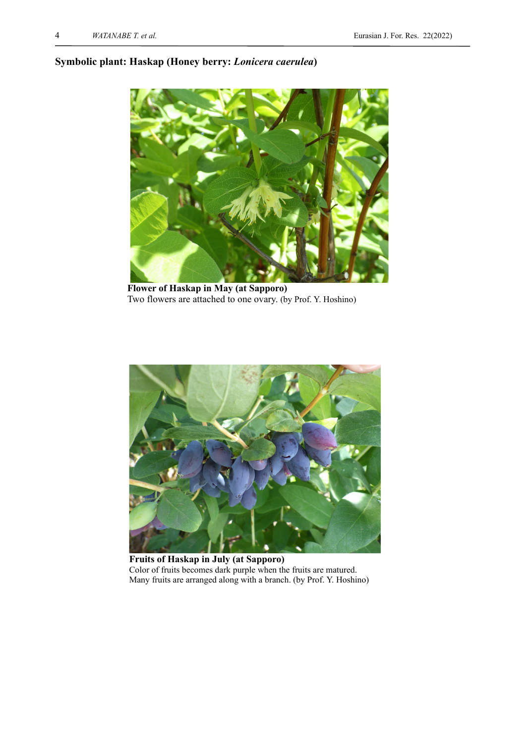**Symbolic plant: Haskap (Honey berry: *Lonicera caerulea*)**

**Flower of Haskap in May (at Sapporo)**
Two flowers are attached to one ovary. (by Prof. Y. Hoshino)

**Fruits of Haskap in July (at Sapporo)**
Color of fruits becomes dark purple when the fruits are matured.
Many fruits are arranged along with a branch. (by Prof. Y. Hoshino)